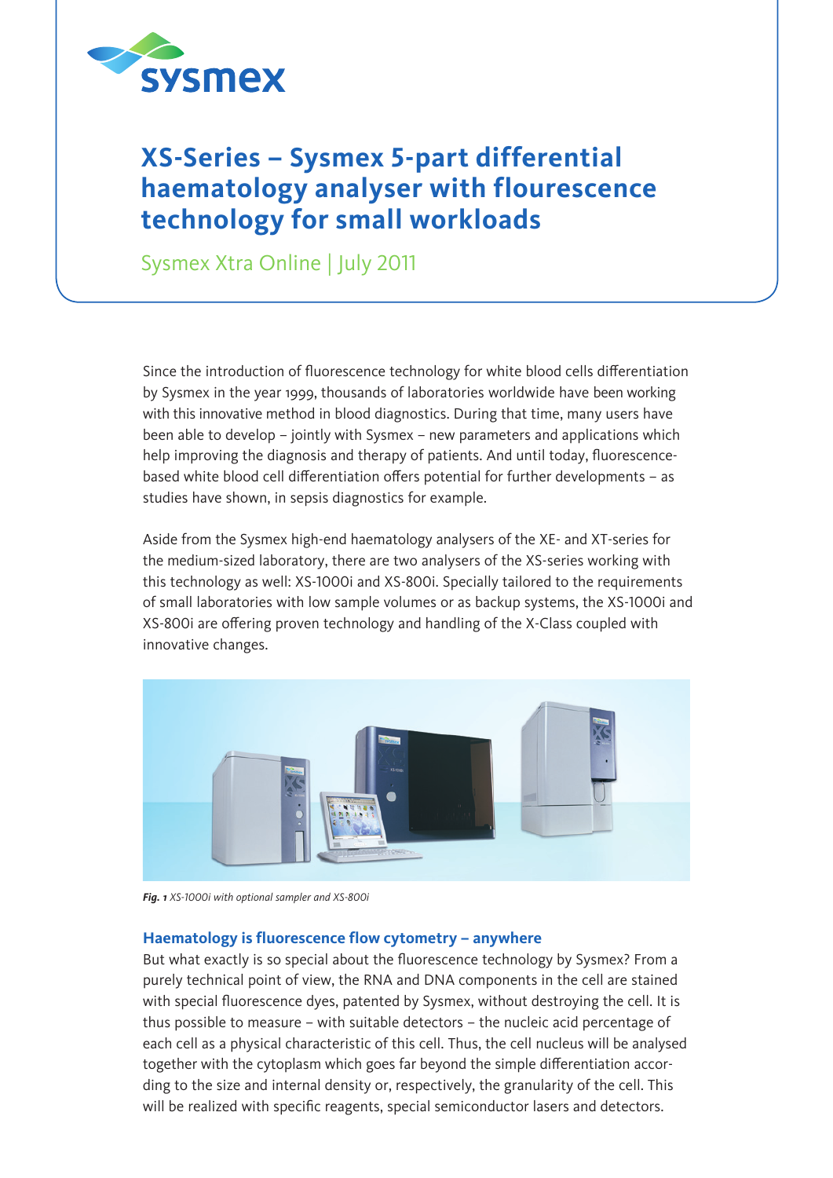# XS-Series – Sysmex 5-part differential haematology analyser with flourescence technology for small workloads

Sysmex Xtra Online | July 2011

Since the introduction of fluorescence technology for white blood cells differentiation by Sysmex in the year 1999, thousands of laboratories worldwide have been working with this innovative method in blood diagnostics. During that time, many users have been able to develop – jointly with Sysmex – new parameters and applications which help improving the diagnosis and therapy of patients. And until today, fluorescence-based white blood cell differentiation offers potential for further developments – as studies have shown, in sepsis diagnostics for example.

Aside from the Sysmex high-end haematology analysers of the XE- and XT-series for the medium-sized laboratory, there are two analysers of the XS-series working with this technology as well: XS-1000i and XS-800i. Specially tailored to the requirements of small laboratories with low sample volumes or as backup systems, the XS-1000i and XS-800i are offering proven technology and handling of the X-Class coupled with innovative changes.

***Fig. 1*** *XS-1000i with optional sampler and XS-800i*

## Haematology is fluorescence flow cytometry – anywhere

But what exactly is so special about the fluorescence technology by Sysmex? From a purely technical point of view, the RNA and DNA components in the cell are stained with special fluorescence dyes, patented by Sysmex, without destroying the cell. It is thus possible to measure – with suitable detectors – the nucleic acid percentage of each cell as a physical characteristic of this cell. Thus, the cell nucleus will be analysed together with the cytoplasm which goes far beyond the simple differentiation according to the size and internal density or, respectively, the granularity of the cell. This will be realized with specific reagents, special semiconductor lasers and detectors.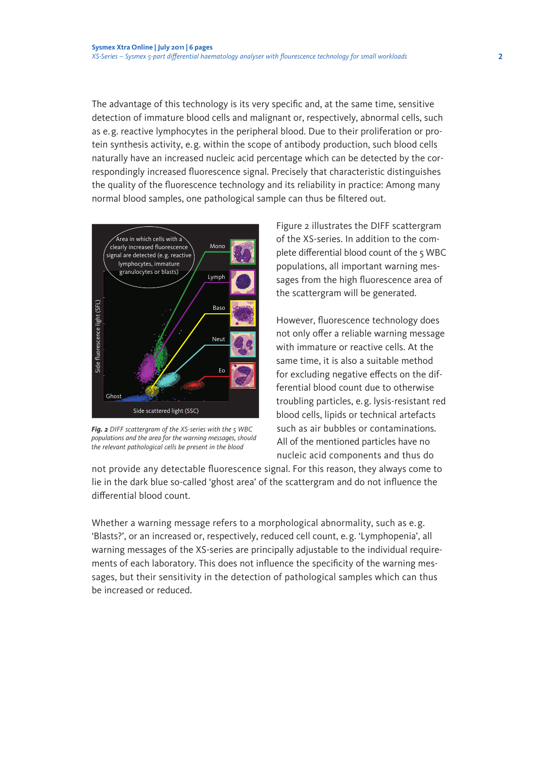The advantage of this technology is its very specific and, at the same time, sensitive detection of immature blood cells and malignant or, respectively, abnormal cells, such as e.g. reactive lymphocytes in the peripheral blood. Due to their proliferation or protein synthesis activity, e.g. within the scope of antibody production, such blood cells naturally have an increased nucleic acid percentage which can be detected by the correspondingly increased fluorescence signal. Precisely that characteristic distinguishes the quality of the fluorescence technology and its reliability in practice: Among many normal blood samples, one pathological sample can thus be filtered out.

***Fig. 2*** *DIFF scattergram of the XS-series with the 5 WBC populations and the area for the warning messages, should the relevant pathological cells be present in the blood*

Figure 2 illustrates the DIFF scattergram of the XS-series. In addition to the complete differential blood count of the 5 WBC populations, all important warning messages from the high fluorescence area of the scattergram will be generated.

However, fluorescence technology does not only offer a reliable warning message with immature or reactive cells. At the same time, it is also a suitable method for excluding negative effects on the differential blood count due to otherwise troubling particles, e.g. lysis-resistant red blood cells, lipids or technical artefacts such as air bubbles or contaminations. All of the mentioned particles have no nucleic acid components and thus do not provide any detectable fluorescence signal. For this reason, they always come to lie in the dark blue so-called 'ghost area' of the scattergram and do not influence the differential blood count.

Whether a warning message refers to a morphological abnormality, such as e.g. 'Blasts?', or an increased or, respectively, reduced cell count, e.g. 'Lymphopenia', all warning messages of the XS-series are principally adjustable to the individual requirements of each laboratory. This does not influence the specificity of the warning messages, but their sensitivity in the detection of pathological samples which can thus be increased or reduced.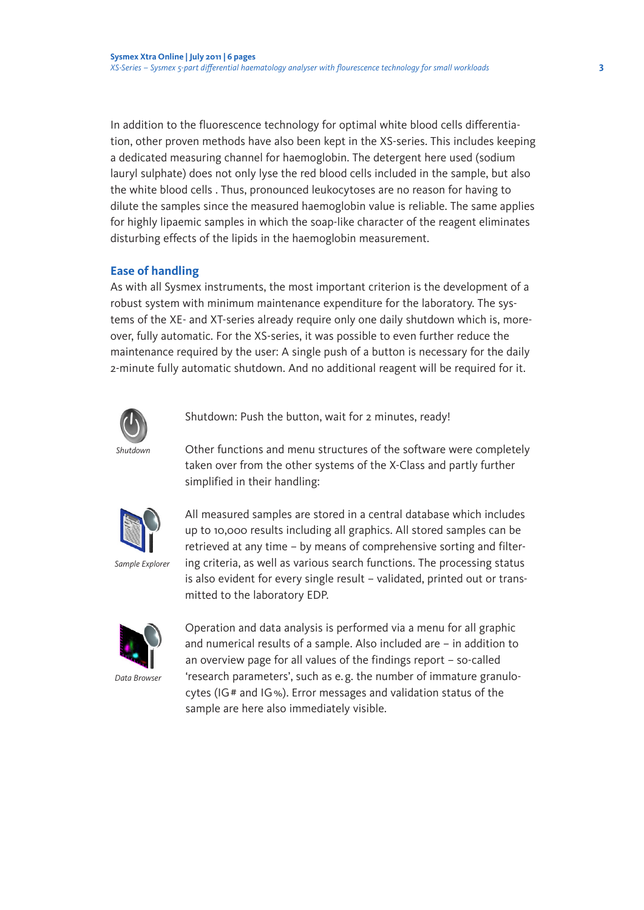In addition to the fluorescence technology for optimal white blood cells differentiation, other proven methods have also been kept in the XS-series. This includes keeping a dedicated measuring channel for haemoglobin. The detergent here used (sodium lauryl sulphate) does not only lyse the red blood cells included in the sample, but also the white blood cells . Thus, pronounced leukocytoses are no reason for having to dilute the samples since the measured haemoglobin value is reliable. The same applies for highly lipaemic samples in which the soap-like character of the reagent eliminates disturbing effects of the lipids in the haemoglobin measurement.

## Ease of handling

As with all Sysmex instruments, the most important criterion is the development of a robust system with minimum maintenance expenditure for the laboratory. The systems of the XE- and XT-series already require only one daily shutdown which is, moreover, fully automatic. For the XS-series, it was possible to even further reduce the maintenance required by the user: A single push of a button is necessary for the daily 2-minute fully automatic shutdown. And no additional reagent will be required for it.

*Shutdown*

Shutdown: Push the button, wait for 2 minutes, ready!

Other functions and menu structures of the software were completely taken over from the other systems of the X-Class and partly further simplified in their handling:

*Sample Explorer*

All measured samples are stored in a central database which includes up to 10,000 results including all graphics. All stored samples can be retrieved at any time – by means of comprehensive sorting and filtering criteria, as well as various search functions. The processing status is also evident for every single result – validated, printed out or transmitted to the laboratory EDP.

*Data Browser*

Operation and data analysis is performed via a menu for all graphic and numerical results of a sample. Also included are – in addition to an overview page for all values of the findings report – so-called 'research parameters', such as e. g. the number of immature granulocytes (IG# and IG%). Error messages and validation status of the sample are here also immediately visible.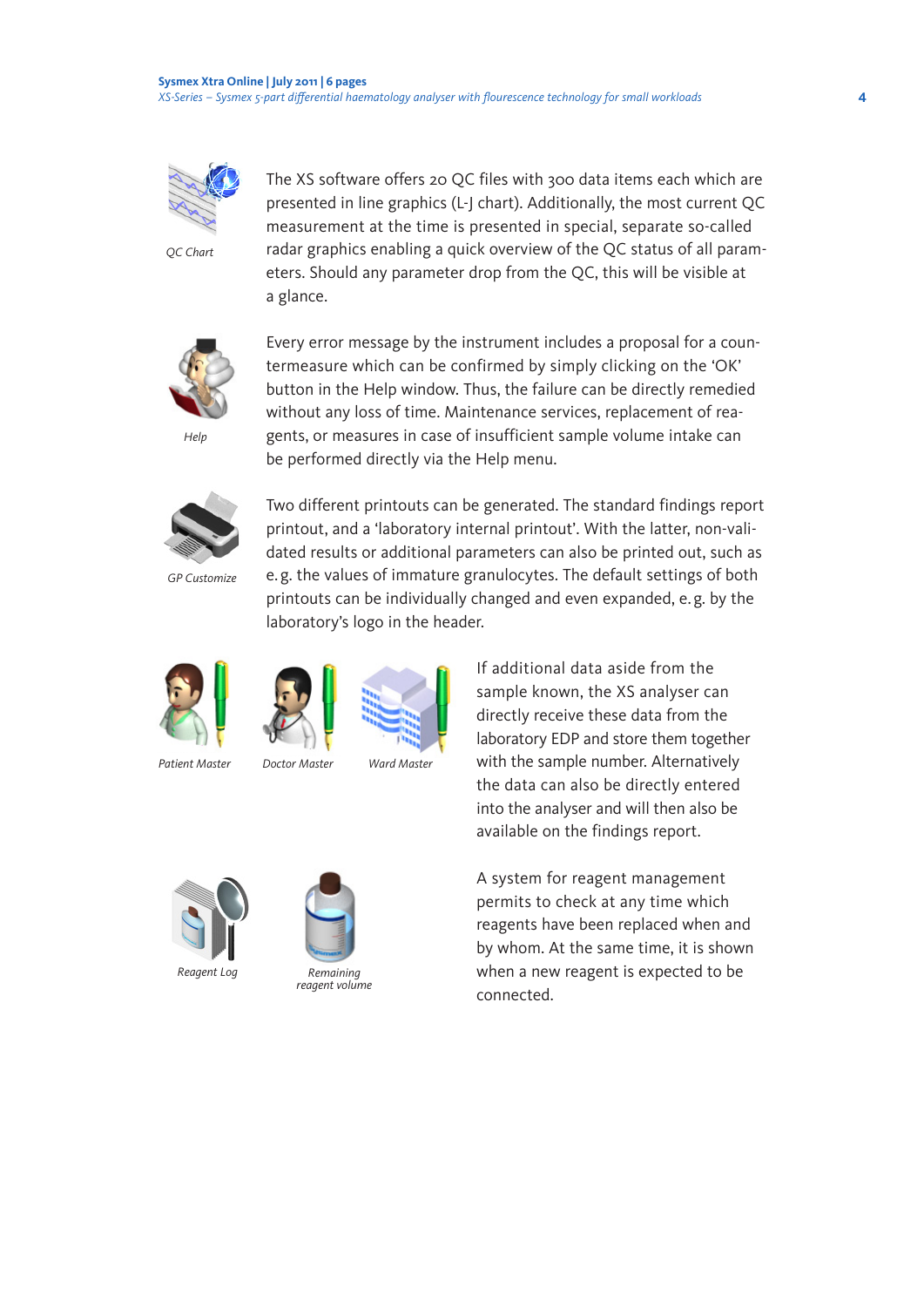*QC Chart*

The XS software offers 20 QC files with 300 data items each which are presented in line graphics (L-J chart). Additionally, the most current QC measurement at the time is presented in special, separate so-called radar graphics enabling a quick overview of the QC status of all parameters. Should any parameter drop from the QC, this will be visible at a glance.

*Help*

Every error message by the instrument includes a proposal for a countermeasure which can be confirmed by simply clicking on the 'OK' button in the Help window. Thus, the failure can be directly remedied without any loss of time. Maintenance services, replacement of reagents, or measures in case of insufficient sample volume intake can be performed directly via the Help menu.

*GP Customize*

Two different printouts can be generated. The standard findings report printout, and a 'laboratory internal printout'. With the latter, non-validated results or additional parameters can also be printed out, such as e.g. the values of immature granulocytes. The default settings of both printouts can be individually changed and even expanded, e.g. by the laboratory's logo in the header.

*Patient Master* *Doctor Master* *Ward Master*

If additional data aside from the sample known, the XS analyser can directly receive these data from the laboratory EDP and store them together with the sample number. Alternatively the data can also be directly entered into the analyser and will then also be available on the findings report.

*Reagent Log* *Remaining reagent volume*

A system for reagent management permits to check at any time which reagents have been replaced when and by whom. At the same time, it is shown when a new reagent is expected to be connected.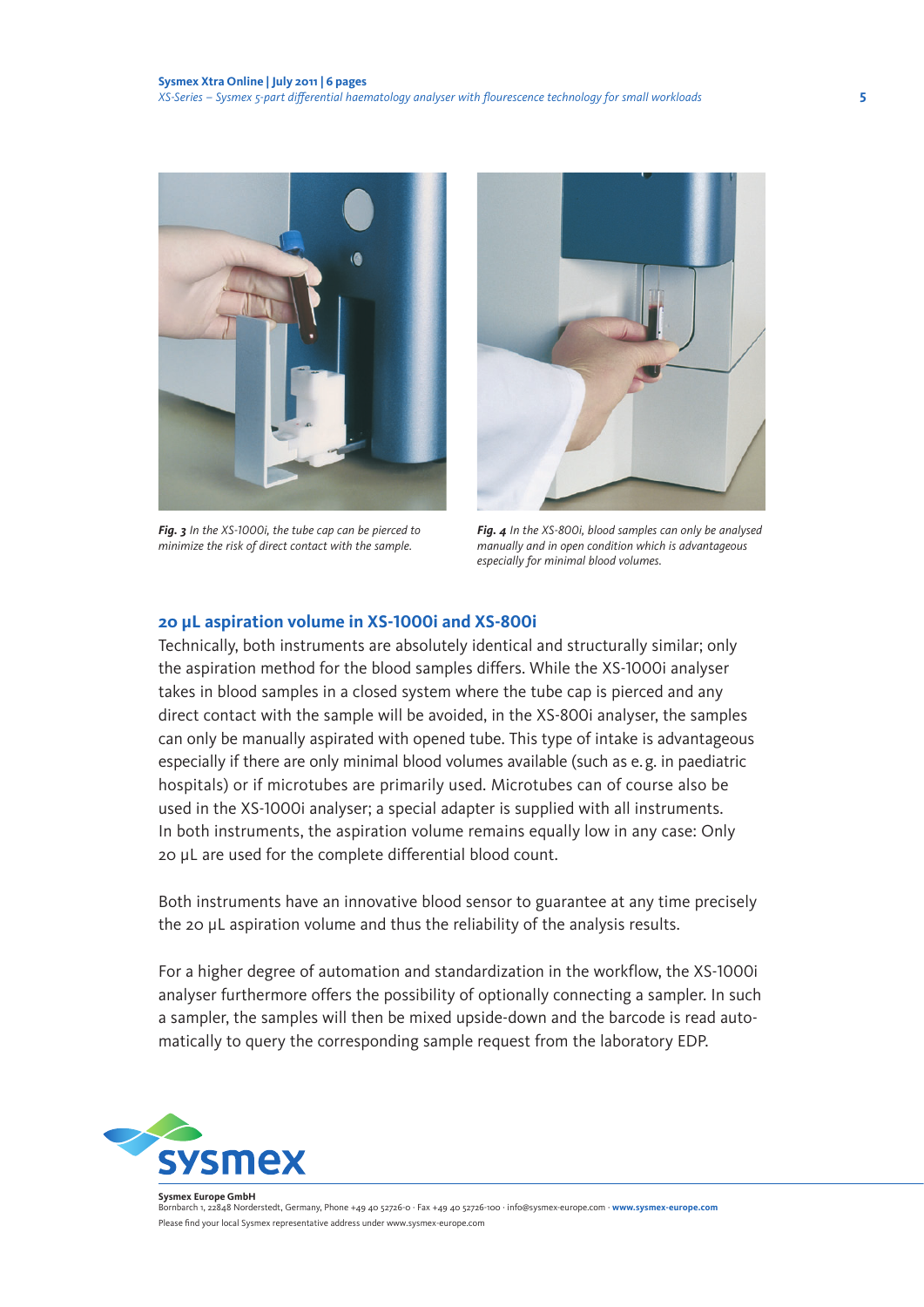*Fig. 3* *In the XS-1000i, the tube cap can be pierced to minimize the risk of direct contact with the sample.*

*Fig. 4* *In the XS-800i, blood samples can only be analysed manually and in open condition which is advantageous especially for minimal blood volumes.*

## 20 µL aspiration volume in XS-1000i and XS-800i

Technically, both instruments are absolutely identical and structurally similar; only the aspiration method for the blood samples differs. While the XS-1000i analyser takes in blood samples in a closed system where the tube cap is pierced and any direct contact with the sample will be avoided, in the XS-800i analyser, the samples can only be manually aspirated with opened tube. This type of intake is advantageous especially if there are only minimal blood volumes available (such as e.g. in paediatric hospitals) or if microtubes are primarily used. Microtubes can of course also be used in the XS-1000i analyser; a special adapter is supplied with all instruments. In both instruments, the aspiration volume remains equally low in any case: Only 20 µL are used for the complete differential blood count.

Both instruments have an innovative blood sensor to guarantee at any time precisely the 20 µL aspiration volume and thus the reliability of the analysis results.

For a higher degree of automation and standardization in the workflow, the XS-1000i analyser furthermore offers the possibility of optionally connecting a sampler. In such a sampler, the samples will then be mixed upside-down and the barcode is read automatically to query the corresponding sample request from the laboratory EDP.

sysmex

**Sysmex Europe GmbH**
Bornbarch 1, 22848 Norderstedt, Germany, Phone +49 40 52726-0 · Fax +49 40 52726-100 · info@sysmex-europe.com · **www.sysmex-europe.com**
Please find your local Sysmex representative address under www.sysmex-europe.com